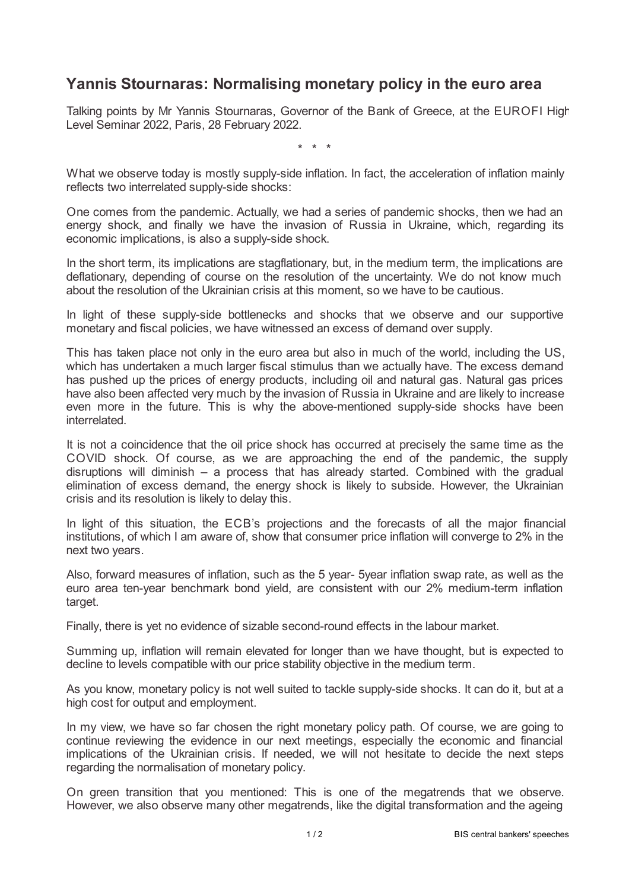# Yannis Stournaras: Normalising monetary policy in the euro area

Talking points by Mr Yannis Stournaras, Governor of the Bank of Greece, at the EUROFI High Level Seminar 2022, Paris, 28 February 2022.

\* \* \*

What we observe today is mostly supply-side inflation. In fact, the acceleration of inflation mainly reflects two interrelated supply-side shocks:

One comes from the pandemic. Actually, we had a series of pandemic shocks, then we had an energy shock, and finally we have the invasion of Russia in Ukraine, which, regarding its economic implications, is also a supply-side shock.

In the short term, its implications are stagflationary, but, in the medium term, the implications are deflationary, depending of course on the resolution of the uncertainty. We do not know much about the resolution of the Ukrainian crisis at this moment, so we have to be cautious.

In light of these supply-side bottlenecks and shocks that we observe and our supportive monetary and fiscal policies, we have witnessed an excess of demand over supply.

This has taken place not only in the euro area but also in much of the world, including the US, which has undertaken a much larger fiscal stimulus than we actually have. The excess demand has pushed up the prices of energy products, including oil and natural gas. Natural gas prices have also been affected very much by the invasion of Russia in Ukraine and are likely to increase even more in the future. This is why the above-mentioned supply-side shocks have been interrelated.

It is not a coincidence that the oil price shock has occurred at precisely the same time as the COVID shock. Of course, as we are approaching the end of the pandemic, the supply disruptions will diminish – a process that has already started. Combined with the gradual elimination of excess demand, the energy shock is likely to subside. However, the Ukrainian crisis and its resolution is likely to delay this.

In light of this situation, the ECB's projections and the forecasts of all the major financial institutions, of which I am aware of, show that consumer price inflation will converge to 2% in the next two years.

Also, forward measures of inflation, such as the 5 year- 5year inflation swap rate, as well as the euro area ten-year benchmark bond yield, are consistent with our 2% medium-term inflation target.

Finally, there is yet no evidence of sizable second-round effects in the labour market.

Summing up, inflation will remain elevated for longer than we have thought, but is expected to decline to levels compatible with our price stability objective in the medium term.

As you know, monetary policy is not well suited to tackle supply-side shocks. It can do it, but at a high cost for output and employment.

In my view, we have so far chosen the right monetary policy path. Of course, we are going to continue reviewing the evidence in our next meetings, especially the economic and financial implications of the Ukrainian crisis. If needed, we will not hesitate to decide the next steps regarding the normalisation of monetary policy.

On green transition that you mentioned: This is one of the megatrends that we observe. However, we also observe many other megatrends, like the digital transformation and the ageing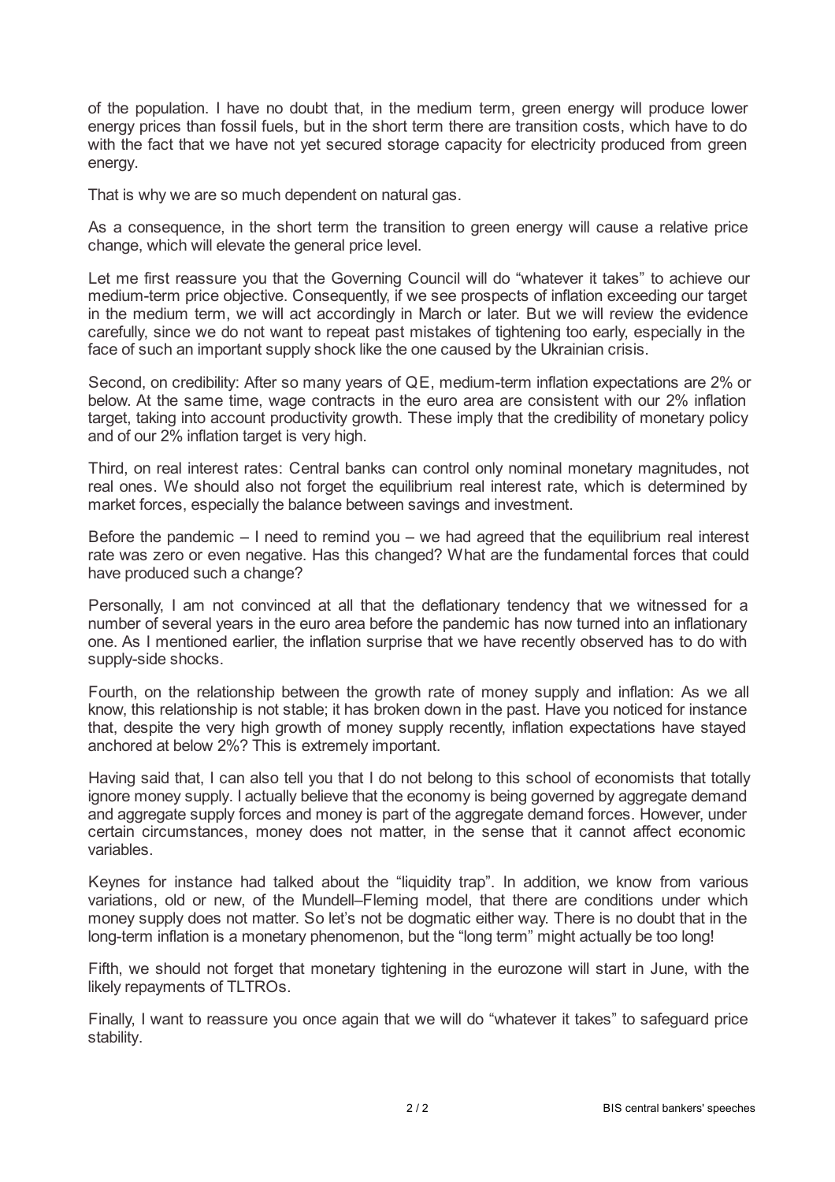of the population. I have no doubt that, in the medium term, green energy will produce lower energy prices than fossil fuels, but in the short term there are transition costs, which have to do with the fact that we have not yet secured storage capacity for electricity produced from green energy.

That is why we are so much dependent on natural gas.

As a consequence, in the short term the transition to green energy will cause a relative price change, which will elevate the general price level.

Let me first reassure you that the Governing Council will do "whatever it takes" to achieve our medium-term price objective. Consequently, if we see prospects of inflation exceeding our target in the medium term, we will act accordingly in March or later. But we will review the evidence carefully, since we do not want to repeat past mistakes of tightening too early, especially in the face of such an important supply shock like the one caused by the Ukrainian crisis.

Second, on credibility: After so many years of QE, medium-term inflation expectations are 2% or below. At the same time, wage contracts in the euro area are consistent with our 2% inflation target, taking into account productivity growth. These imply that the credibility of monetary policy and of our 2% inflation target is very high.

Third, on real interest rates: Central banks can control only nominal monetary magnitudes, not real ones. We should also not forget the equilibrium real interest rate, which is determined by market forces, especially the balance between savings and investment.

Before the pandemic – I need to remind you – we had agreed that the equilibrium real interest rate was zero or even negative. Has this changed? What are the fundamental forces that could have produced such a change?

Personally, I am not convinced at all that the deflationary tendency that we witnessed for a number of several years in the euro area before the pandemic has now turned into an inflationary one. As I mentioned earlier, the inflation surprise that we have recently observed has to do with supply-side shocks.

Fourth, on the relationship between the growth rate of money supply and inflation: As we all know, this relationship is not stable; it has broken down in the past. Have you noticed for instance that, despite the very high growth of money supply recently, inflation expectations have stayed anchored at below 2%? This is extremely important.

Having said that, I can also tell you that I do not belong to this school of economists that totally ignore money supply. I actually believe that the economy is being governed by aggregate demand and aggregate supply forces and money is part of the aggregate demand forces. However, under certain circumstances, money does not matter, in the sense that it cannot affect economic variables.

Keynes for instance had talked about the "liquidity trap". In addition, we know from various variations, old or new, of the Mundell–Fleming model, that there are conditions under which money supply does not matter. So let's not be dogmatic either way. There is no doubt that in the long-term inflation is a monetary phenomenon, but the "long term" might actually be too long!

Fifth, we should not forget that monetary tightening in the eurozone will start in June, with the likely repayments of TLTROs.

Finally, I want to reassure you once again that we will do "whatever it takes" to safeguard price stability.